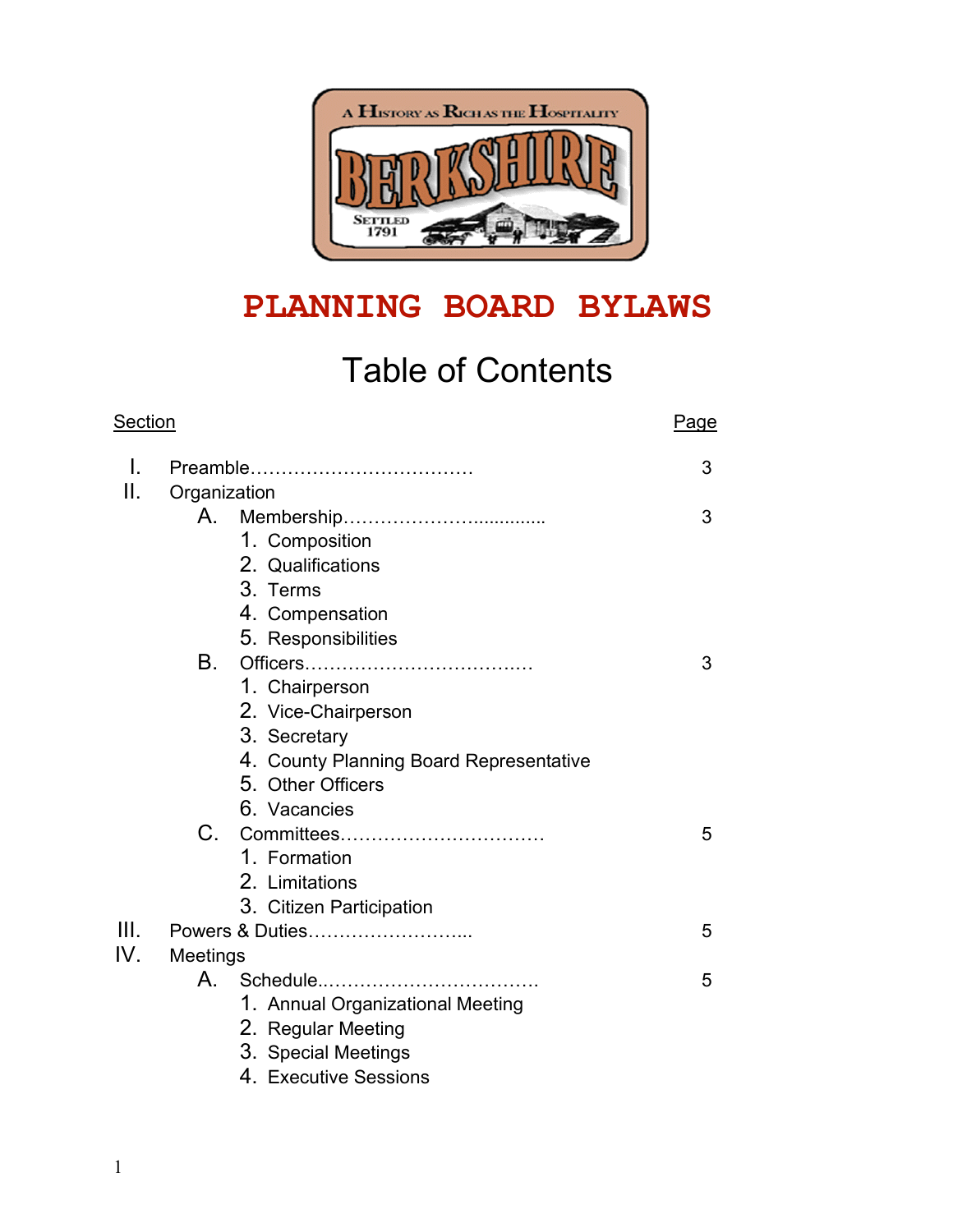# PLANNING BOARD BYLAWS

## Table of Contents

| Section | Page |
|---|---|
| I. Preamble | 3 |
| II. Organization | |
| A. Membership | 3 |
| 1. Composition | |
| 2. Qualifications | |
| 3. Terms | |
| 4. Compensation | |
| 5. Responsibilities | |
| B. Officers | 3 |
| 1. Chairperson | |
| 2. Vice-Chairperson | |
| 3. Secretary | |
| 4. County Planning Board Representative | |
| 5. Other Officers | |
| 6. Vacancies | |
| C. Committees | 5 |
| 1. Formation | |
| 2. Limitations | |
| 3. Citizen Participation | |
| III. Powers & Duties | 5 |
| IV. Meetings | |
| A. Schedule | 5 |
| 1. Annual Organizational Meeting | |
| 2. Regular Meeting | |
| 3. Special Meetings | |
| 4. Executive Sessions | |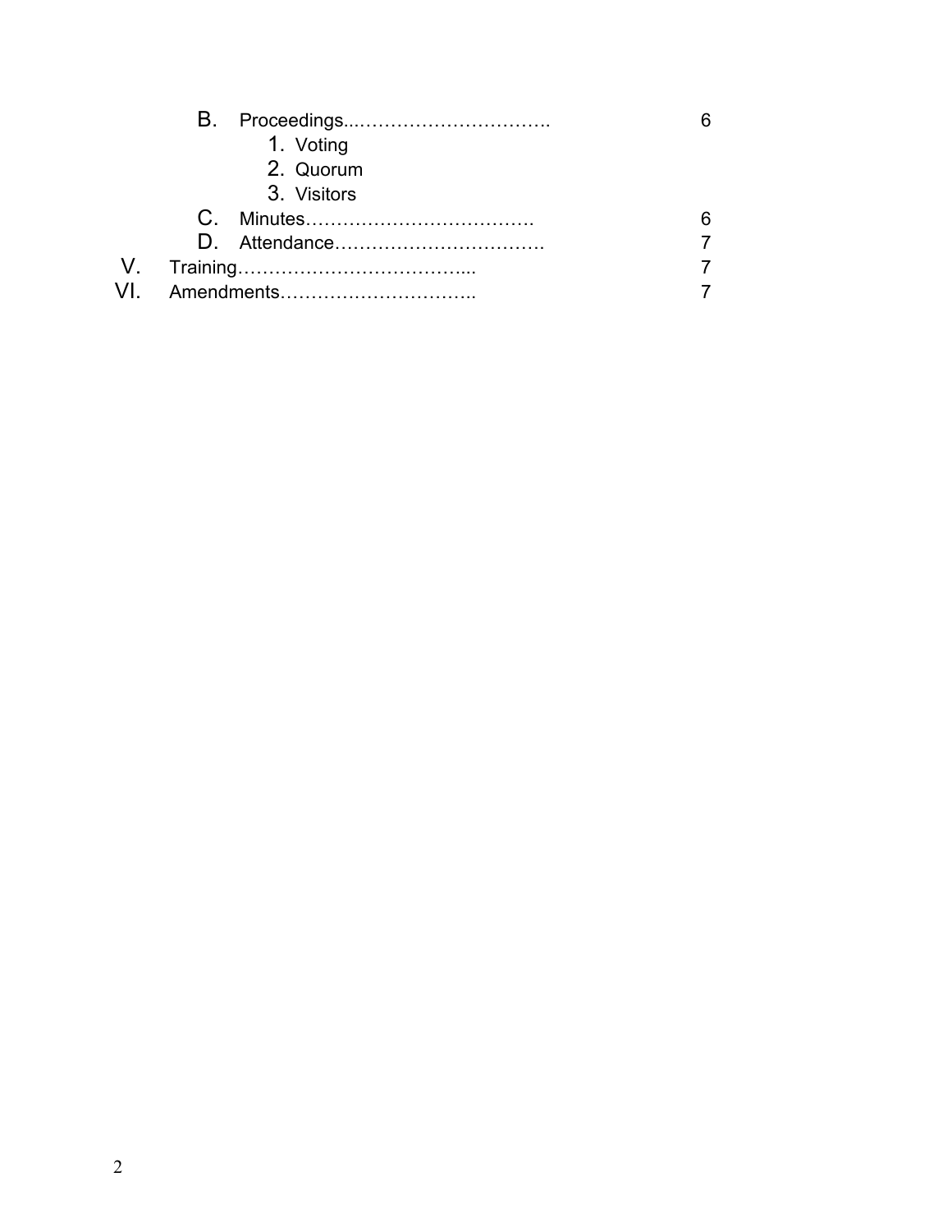- B. Proceedings..………………………….  6
  1. Voting
  2. Quorum
  3. Visitors
- C. Minutes……………………………….  6
- D. Attendance…………………………….  7

V. Training………………………………...  7

VI. Amendments…………………………..  7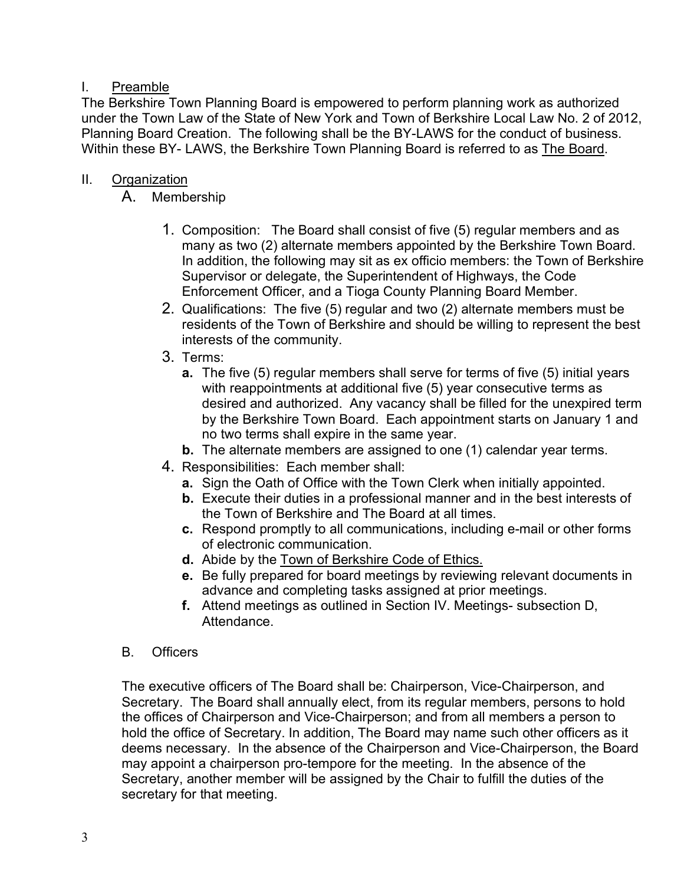## I. Preamble

The Berkshire Town Planning Board is empowered to perform planning work as authorized under the Town Law of the State of New York and Town of Berkshire Local Law No. 2 of 2012, Planning Board Creation. The following shall be the BY-LAWS for the conduct of business. Within these BY- LAWS, the Berkshire Town Planning Board is referred to as The Board.

## II. Organization

### A. Membership

1. Composition: The Board shall consist of five (5) regular members and as many as two (2) alternate members appointed by the Berkshire Town Board. In addition, the following may sit as ex officio members: the Town of Berkshire Supervisor or delegate, the Superintendent of Highways, the Code Enforcement Officer, and a Tioga County Planning Board Member.
2. Qualifications: The five (5) regular and two (2) alternate members must be residents of the Town of Berkshire and should be willing to represent the best interests of the community.
3. Terms:
   - **a.** The five (5) regular members shall serve for terms of five (5) initial years with reappointments at additional five (5) year consecutive terms as desired and authorized. Any vacancy shall be filled for the unexpired term by the Berkshire Town Board. Each appointment starts on January 1 and no two terms shall expire in the same year.
   - **b.** The alternate members are assigned to one (1) calendar year terms.
4. Responsibilities: Each member shall:
   - **a.** Sign the Oath of Office with the Town Clerk when initially appointed.
   - **b.** Execute their duties in a professional manner and in the best interests of the Town of Berkshire and The Board at all times.
   - **c.** Respond promptly to all communications, including e-mail or other forms of electronic communication.
   - **d.** Abide by the Town of Berkshire Code of Ethics.
   - **e.** Be fully prepared for board meetings by reviewing relevant documents in advance and completing tasks assigned at prior meetings.
   - **f.** Attend meetings as outlined in Section IV. Meetings- subsection D, Attendance.

### B. Officers

The executive officers of The Board shall be: Chairperson, Vice-Chairperson, and Secretary. The Board shall annually elect, from its regular members, persons to hold the offices of Chairperson and Vice-Chairperson; and from all members a person to hold the office of Secretary. In addition, The Board may name such other officers as it deems necessary. In the absence of the Chairperson and Vice-Chairperson, the Board may appoint a chairperson pro-tempore for the meeting. In the absence of the Secretary, another member will be assigned by the Chair to fulfill the duties of the secretary for that meeting.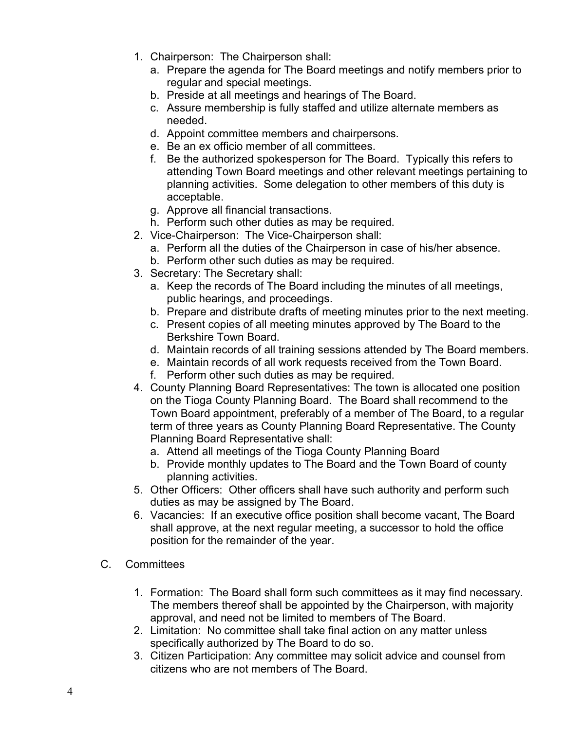1. Chairperson: The Chairperson shall:
   a. Prepare the agenda for The Board meetings and notify members prior to regular and special meetings.
   b. Preside at all meetings and hearings of The Board.
   c. Assure membership is fully staffed and utilize alternate members as needed.
   d. Appoint committee members and chairpersons.
   e. Be an ex officio member of all committees.
   f. Be the authorized spokesperson for The Board. Typically this refers to attending Town Board meetings and other relevant meetings pertaining to planning activities. Some delegation to other members of this duty is acceptable.
   g. Approve all financial transactions.
   h. Perform such other duties as may be required.
2. Vice-Chairperson: The Vice-Chairperson shall:
   a. Perform all the duties of the Chairperson in case of his/her absence.
   b. Perform other such duties as may be required.
3. Secretary: The Secretary shall:
   a. Keep the records of The Board including the minutes of all meetings, public hearings, and proceedings.
   b. Prepare and distribute drafts of meeting minutes prior to the next meeting.
   c. Present copies of all meeting minutes approved by The Board to the Berkshire Town Board.
   d. Maintain records of all training sessions attended by The Board members.
   e. Maintain records of all work requests received from the Town Board.
   f. Perform other such duties as may be required.
4. County Planning Board Representatives: The town is allocated one position on the Tioga County Planning Board. The Board shall recommend to the Town Board appointment, preferably of a member of The Board, to a regular term of three years as County Planning Board Representative. The County Planning Board Representative shall:
   a. Attend all meetings of the Tioga County Planning Board
   b. Provide monthly updates to The Board and the Town Board of county planning activities.
5. Other Officers: Other officers shall have such authority and perform such duties as may be assigned by The Board.
6. Vacancies: If an executive office position shall become vacant, The Board shall approve, at the next regular meeting, a successor to hold the office position for the remainder of the year.

C. Committees

1. Formation: The Board shall form such committees as it may find necessary. The members thereof shall be appointed by the Chairperson, with majority approval, and need not be limited to members of The Board.
2. Limitation: No committee shall take final action on any matter unless specifically authorized by The Board to do so.
3. Citizen Participation: Any committee may solicit advice and counsel from citizens who are not members of The Board.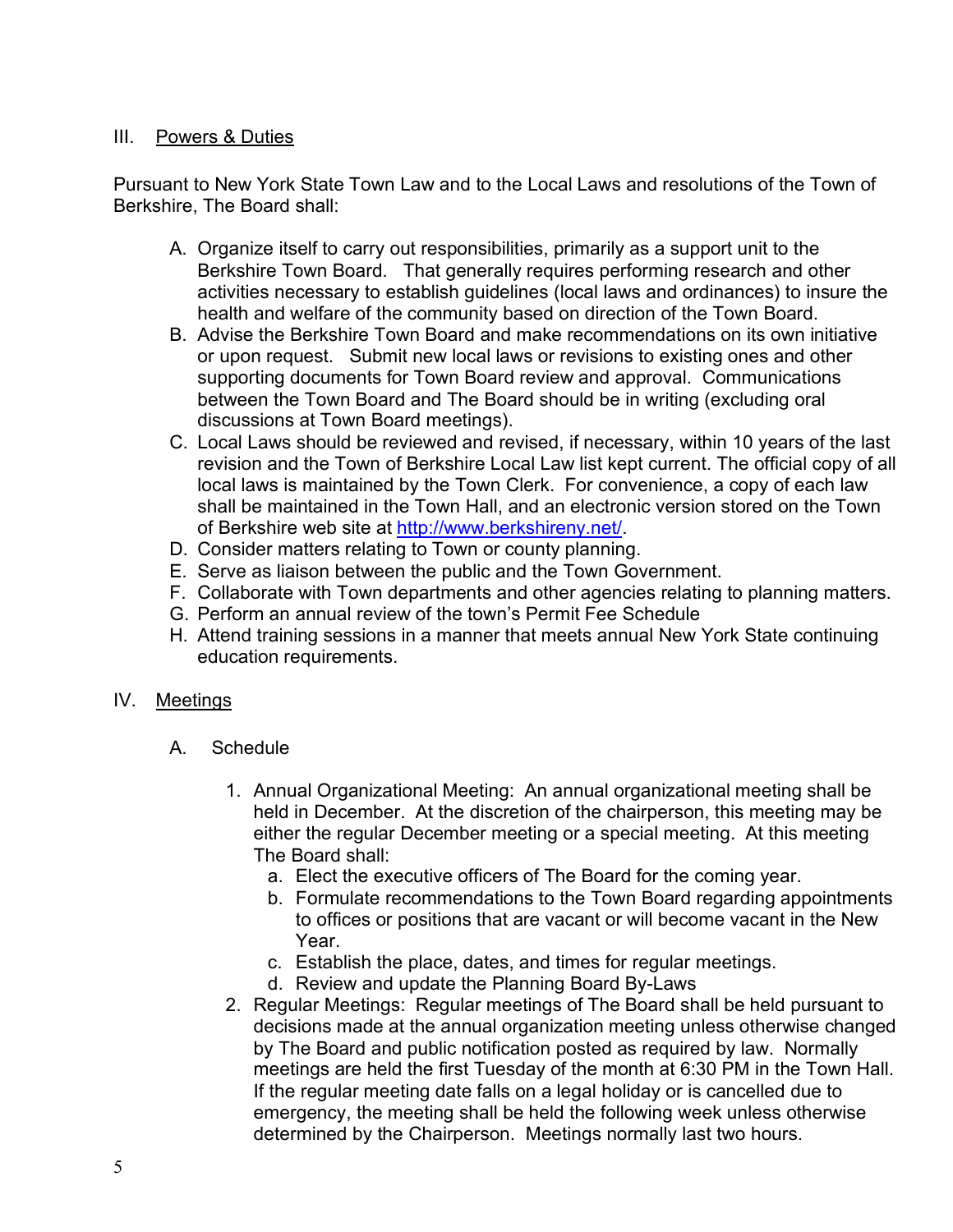## III. Powers & Duties

Pursuant to New York State Town Law and to the Local Laws and resolutions of the Town of Berkshire, The Board shall:

A. Organize itself to carry out responsibilities, primarily as a support unit to the Berkshire Town Board. That generally requires performing research and other activities necessary to establish guidelines (local laws and ordinances) to insure the health and welfare of the community based on direction of the Town Board.
B. Advise the Berkshire Town Board and make recommendations on its own initiative or upon request. Submit new local laws or revisions to existing ones and other supporting documents for Town Board review and approval. Communications between the Town Board and The Board should be in writing (excluding oral discussions at Town Board meetings).
C. Local Laws should be reviewed and revised, if necessary, within 10 years of the last revision and the Town of Berkshire Local Law list kept current. The official copy of all local laws is maintained by the Town Clerk. For convenience, a copy of each law shall be maintained in the Town Hall, and an electronic version stored on the Town of Berkshire web site at [http://www.berkshireny.net/](http://www.berkshireny.net/).
D. Consider matters relating to Town or county planning.
E. Serve as liaison between the public and the Town Government.
F. Collaborate with Town departments and other agencies relating to planning matters.
G. Perform an annual review of the town's Permit Fee Schedule
H. Attend training sessions in a manner that meets annual New York State continuing education requirements.

## IV. Meetings

### A. Schedule

1. Annual Organizational Meeting: An annual organizational meeting shall be held in December. At the discretion of the chairperson, this meeting may be either the regular December meeting or a special meeting. At this meeting The Board shall:
   a. Elect the executive officers of The Board for the coming year.
   b. Formulate recommendations to the Town Board regarding appointments to offices or positions that are vacant or will become vacant in the New Year.
   c. Establish the place, dates, and times for regular meetings.
   d. Review and update the Planning Board By-Laws
2. Regular Meetings: Regular meetings of The Board shall be held pursuant to decisions made at the annual organization meeting unless otherwise changed by The Board and public notification posted as required by law. Normally meetings are held the first Tuesday of the month at 6:30 PM in the Town Hall. If the regular meeting date falls on a legal holiday or is cancelled due to emergency, the meeting shall be held the following week unless otherwise determined by the Chairperson. Meetings normally last two hours.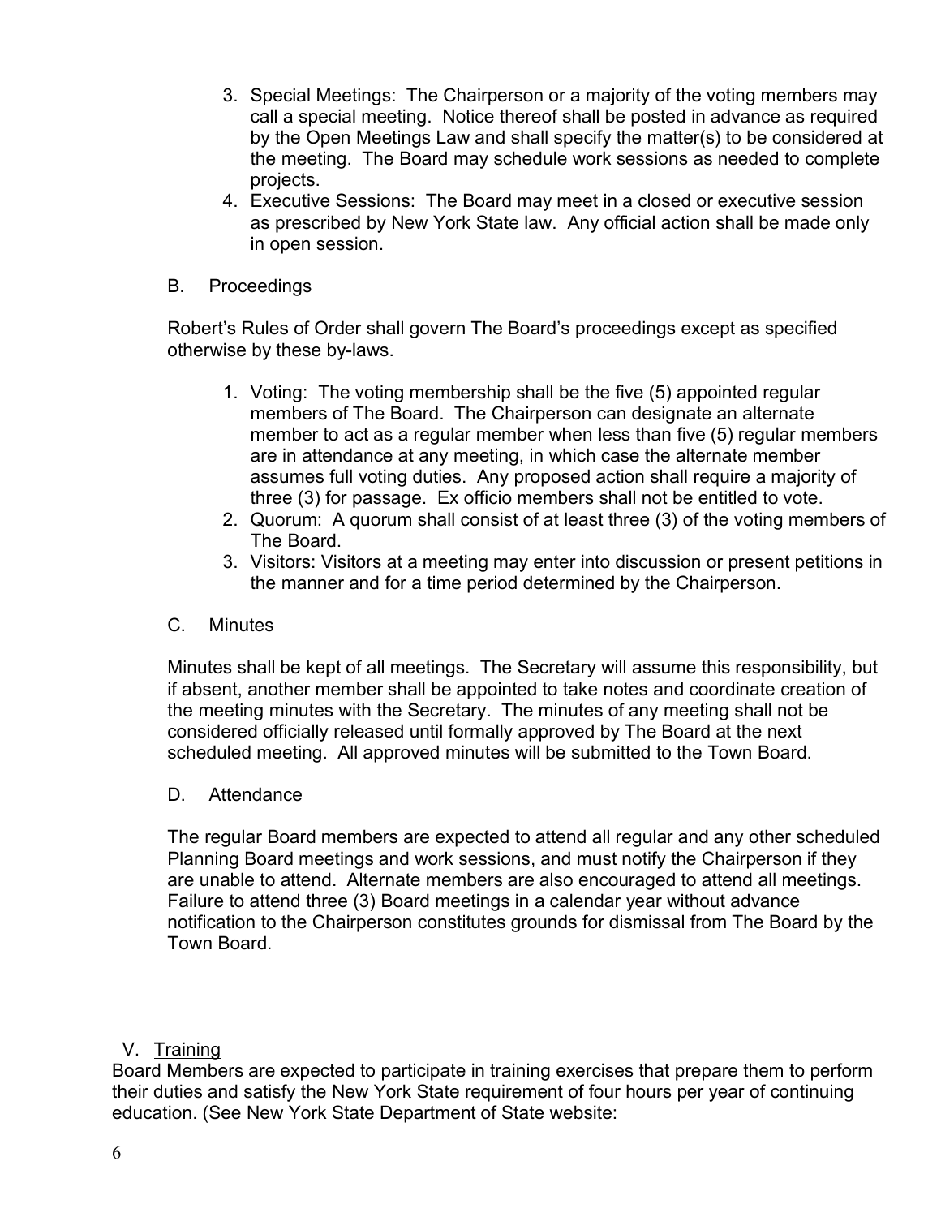3. Special Meetings: The Chairperson or a majority of the voting members may call a special meeting. Notice thereof shall be posted in advance as required by the Open Meetings Law and shall specify the matter(s) to be considered at the meeting. The Board may schedule work sessions as needed to complete projects.
4. Executive Sessions: The Board may meet in a closed or executive session as prescribed by New York State law. Any official action shall be made only in open session.

B. Proceedings

Robert's Rules of Order shall govern The Board's proceedings except as specified otherwise by these by-laws.

1. Voting: The voting membership shall be the five (5) appointed regular members of The Board. The Chairperson can designate an alternate member to act as a regular member when less than five (5) regular members are in attendance at any meeting, in which case the alternate member assumes full voting duties. Any proposed action shall require a majority of three (3) for passage. Ex officio members shall not be entitled to vote.
2. Quorum: A quorum shall consist of at least three (3) of the voting members of The Board.
3. Visitors: Visitors at a meeting may enter into discussion or present petitions in the manner and for a time period determined by the Chairperson.

C. Minutes

Minutes shall be kept of all meetings. The Secretary will assume this responsibility, but if absent, another member shall be appointed to take notes and coordinate creation of the meeting minutes with the Secretary. The minutes of any meeting shall not be considered officially released until formally approved by The Board at the next scheduled meeting. All approved minutes will be submitted to the Town Board.

D. Attendance

The regular Board members are expected to attend all regular and any other scheduled Planning Board meetings and work sessions, and must notify the Chairperson if they are unable to attend. Alternate members are also encouraged to attend all meetings. Failure to attend three (3) Board meetings in a calendar year without advance notification to the Chairperson constitutes grounds for dismissal from The Board by the Town Board.

V. <u>Training</u>

Board Members are expected to participate in training exercises that prepare them to perform their duties and satisfy the New York State requirement of four hours per year of continuing education. (See New York State Department of State website: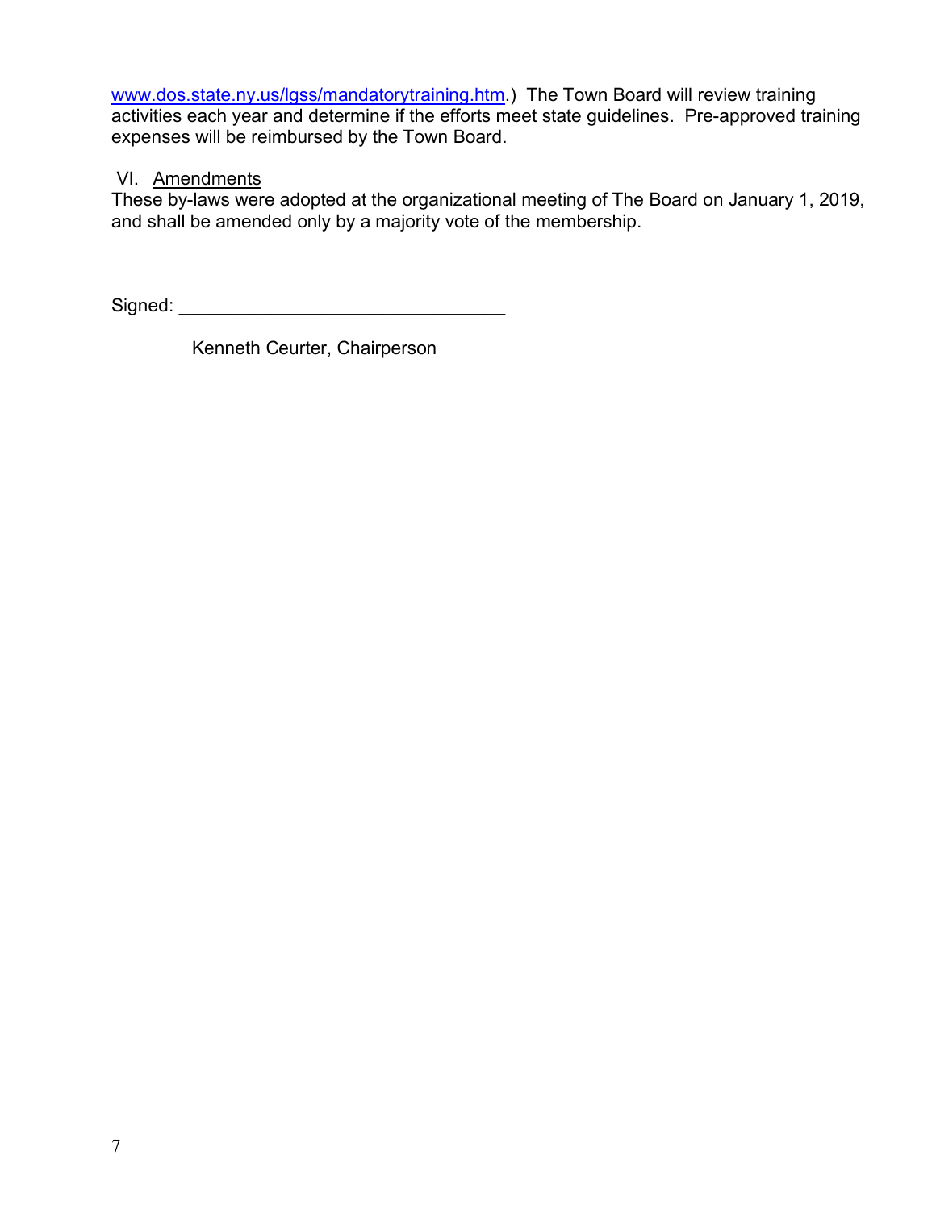www.dos.state.ny.us/lgss/mandatorytraining.htm.) The Town Board will review training activities each year and determine if the efforts meet state guidelines. Pre-approved training expenses will be reimbursed by the Town Board.

VI. Amendments

These by-laws were adopted at the organizational meeting of The Board on January 1, 2019, and shall be amended only by a majority vote of the membership.

Signed: ________________________________

Kenneth Ceurter, Chairperson